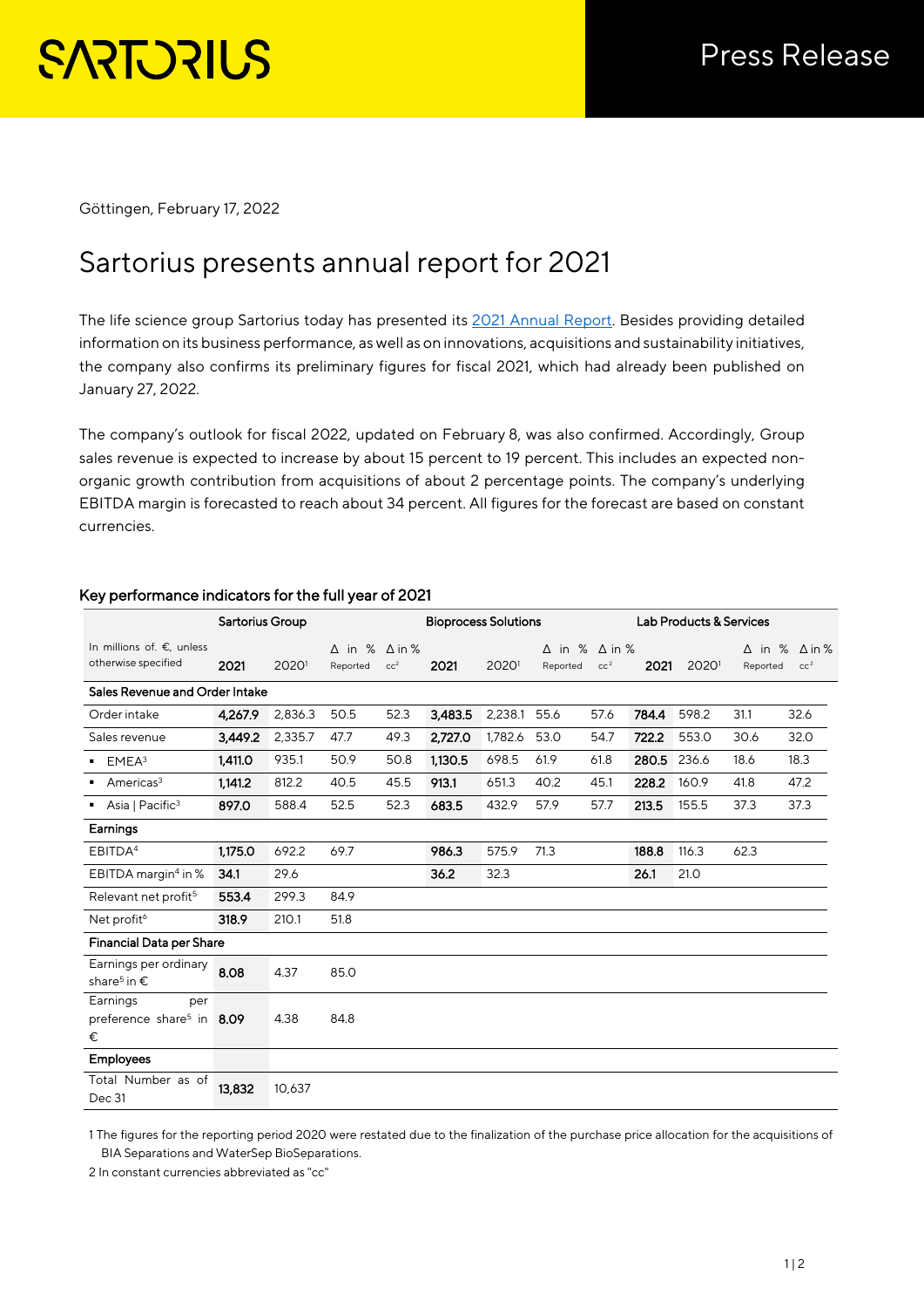SARTORIUS

Press Release

Göttingen, February 17, 2022

# Sartorius presents annual report for 2021

The life science group Sartorius today has presented its 2021 Annual Report. Besides providing detailed information on its business performance, as well as on innovations, acquisitions and sustainability initiatives, the company also confirms its preliminary figures for fiscal 2021, which had already been published on January 27, 2022.

The company's outlook for fiscal 2022, updated on February 8, was also confirmed. Accordingly, Group sales revenue is expected to increase by about 15 percent to 19 percent. This includes an expected non-organic growth contribution from acquisitions of about 2 percentage points. The company's underlying EBITDA margin is forecasted to reach about 34 percent. All figures for the forecast are based on constant currencies.

### Key performance indicators for the full year of 2021

| | Sartorius Group | | | | Bioprocess Solutions | | | | Lab Products & Services | | | |
|---|---|---|---|---|---|---|---|---|---|---|---|---|
| In millions of. €, unless otherwise specified | **2021** | 2020[1] | Δ in % Reported | Δ in % cc[2] | **2021** | 2020[1] | Δ in % Reported | Δ in % cc[2] | **2021** | 2020[1] | Δ in % Reported | Δ in % cc[2] |
| **Sales Revenue and Order Intake** | | | | | | | | | | | | |
| Order intake | **4,267.9** | 2,836.3 | 50.5 | 52.3 | **3,483.5** | 2,238.1 | 55.6 | 57.6 | **784.4** | 598.2 | 31.1 | 32.6 |
| Sales revenue | **3,449.2** | 2,335.7 | 47.7 | 49.3 | **2,727.0** | 1,782.6 | 53.0 | 54.7 | **722.2** | 553.0 | 30.6 | 32.0 |
| ▪ EMEA[3] | **1,411.0** | 935.1 | 50.9 | 50.8 | **1,130.5** | 698.5 | 61.9 | 61.8 | **280.5** | 236.6 | 18.6 | 18.3 |
| ▪ Americas[3] | **1,141.2** | 812.2 | 40.5 | 45.5 | **913.1** | 651.3 | 40.2 | 45.1 | **228.2** | 160.9 | 41.8 | 47.2 |
| ▪ Asia \| Pacific[3] | **897.0** | 588.4 | 52.5 | 52.3 | **683.5** | 432.9 | 57.9 | 57.7 | **213.5** | 155.5 | 37.3 | 37.3 |
| **Earnings** | | | | | | | | | | | | |
| EBITDA[4] | **1,175.0** | 692.2 | 69.7 | | **986.3** | 575.9 | 71.3 | | **188.8** | 116.3 | 62.3 | |
| EBITDA margin[4] in % | **34.1** | 29.6 | | | **36.2** | 32.3 | | | **26.1** | 21.0 | | |
| Relevant net profit[5] | **553.4** | 299.3 | 84.9 | | | | | | | | | |
| Net profit[6] | **318.9** | 210.1 | 51.8 | | | | | | | | | |
| **Financial Data per Share** | | | | | | | | | | | | |
| Earnings per ordinary share[5] in € | **8.08** | 4.37 | 85.0 | | | | | | | | | |
| Earnings per preference share[5] in € | **8.09** | 4.38 | 84.8 | | | | | | | | | |
| **Employees** | | | | | | | | | | | | |
| Total Number as of Dec 31 | **13,832** | 10,637 | | | | | | | | | | |

1 The figures for the reporting period 2020 were restated due to the finalization of the purchase price allocation for the acquisitions of BIA Separations and WaterSep BioSeparations.

2 In constant currencies abbreviated as "cc"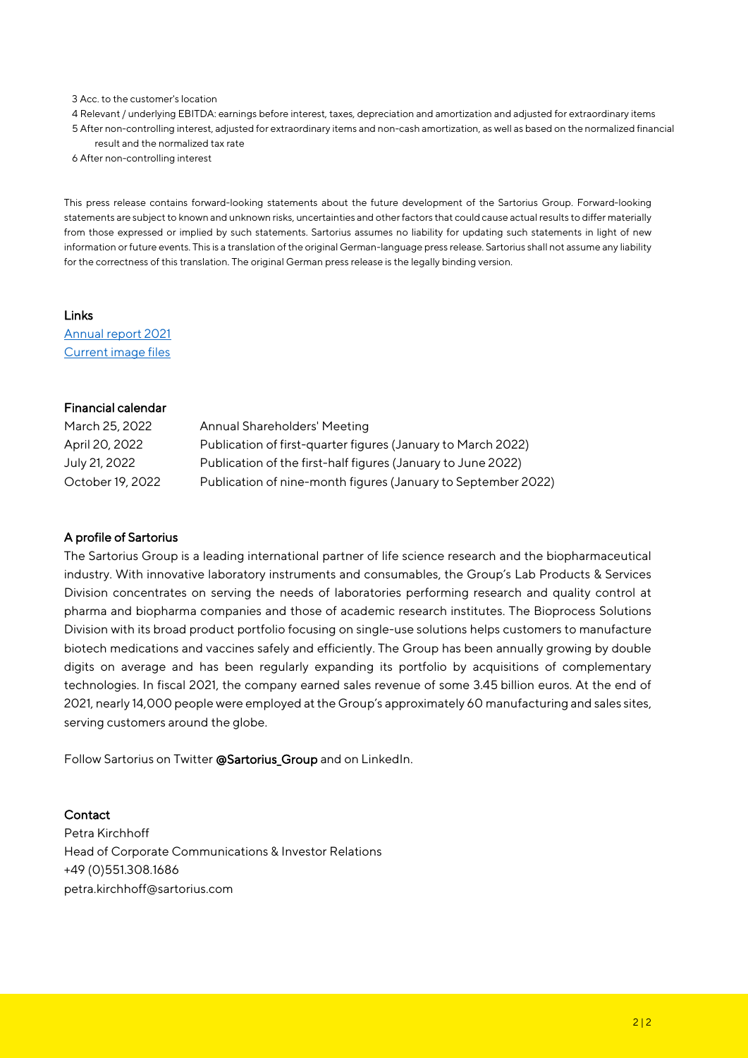3 Acc. to the customer's location

4 Relevant / underlying EBITDA: earnings before interest, taxes, depreciation and amortization and adjusted for extraordinary items

5 After non-controlling interest, adjusted for extraordinary items and non-cash amortization, as well as based on the normalized financial result and the normalized tax rate

6 After non-controlling interest

This press release contains forward-looking statements about the future development of the Sartorius Group. Forward-looking statements are subject to known and unknown risks, uncertainties and other factors that could cause actual results to differ materially from those expressed or implied by such statements. Sartorius assumes no liability for updating such statements in light of new information or future events. This is a translation of the original German-language press release. Sartorius shall not assume any liability for the correctness of this translation. The original German press release is the legally binding version.

**Links**

Annual report 2021

Current image files

**Financial calendar**

| | |
|---|---|
| March 25, 2022 | Annual Shareholders' Meeting |
| April 20, 2022 | Publication of first-quarter figures (January to March 2022) |
| July 21, 2022 | Publication of the first-half figures (January to June 2022) |
| October 19, 2022 | Publication of nine-month figures (January to September 2022) |

**A profile of Sartorius**

The Sartorius Group is a leading international partner of life science research and the biopharmaceutical industry. With innovative laboratory instruments and consumables, the Group's Lab Products & Services Division concentrates on serving the needs of laboratories performing research and quality control at pharma and biopharma companies and those of academic research institutes. The Bioprocess Solutions Division with its broad product portfolio focusing on single-use solutions helps customers to manufacture biotech medications and vaccines safely and efficiently. The Group has been annually growing by double digits on average and has been regularly expanding its portfolio by acquisitions of complementary technologies. In fiscal 2021, the company earned sales revenue of some 3.45 billion euros. At the end of 2021, nearly 14,000 people were employed at the Group's approximately 60 manufacturing and sales sites, serving customers around the globe.

Follow Sartorius on Twitter **@Sartorius_Group** and on LinkedIn.

**Contact**

Petra Kirchhoff
Head of Corporate Communications & Investor Relations
+49 (0)551.308.1686
petra.kirchhoff@sartorius.com